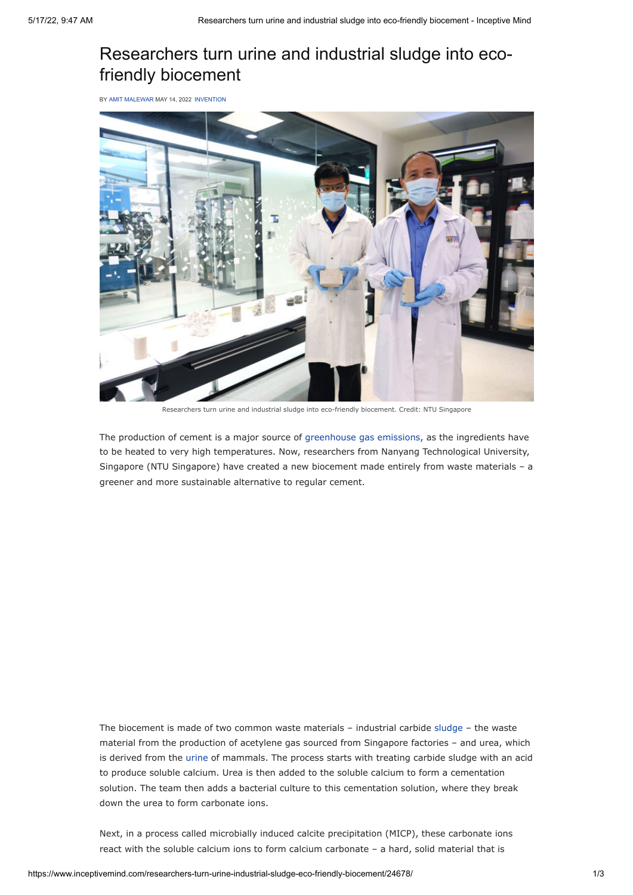# Researchers turn urine and industrial sludge into eco-friendly biocement

BY AMIT MALEWAR MAY 14, 2022 INVENTION

Researchers turn urine and industrial sludge into eco-friendly biocement. Credit: NTU Singapore

The production of cement is a major source of greenhouse gas emissions, as the ingredients have to be heated to very high temperatures. Now, researchers from Nanyang Technological University, Singapore (NTU Singapore) have created a new biocement made entirely from waste materials – a greener and more sustainable alternative to regular cement.

The biocement is made of two common waste materials – industrial carbide sludge – the waste material from the production of acetylene gas sourced from Singapore factories – and urea, which is derived from the urine of mammals. The process starts with treating carbide sludge with an acid to produce soluble calcium. Urea is then added to the soluble calcium to form a cementation solution. The team then adds a bacterial culture to this cementation solution, where they break down the urea to form carbonate ions.

Next, in a process called microbially induced calcite precipitation (MICP), these carbonate ions react with the soluble calcium ions to form calcium carbonate – a hard, solid material that is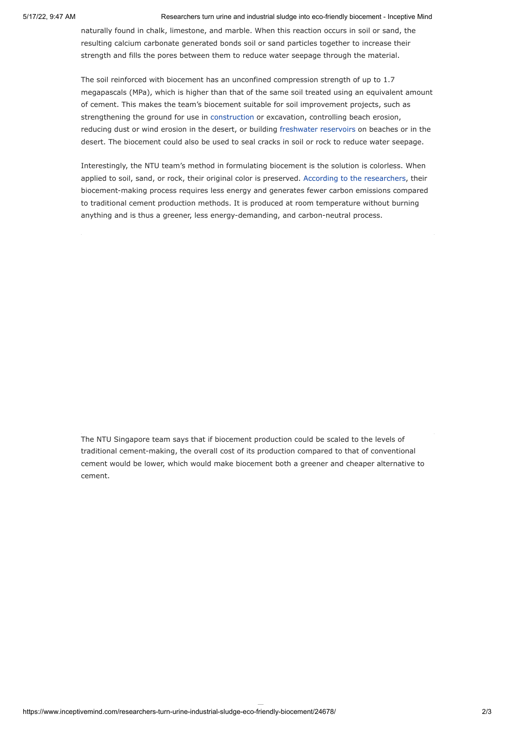naturally found in chalk, limestone, and marble. When this reaction occurs in soil or sand, the resulting calcium carbonate generated bonds soil or sand particles together to increase their strength and fills the pores between them to reduce water seepage through the material.

The soil reinforced with biocement has an unconfined compression strength of up to 1.7 megapascals (MPa), which is higher than that of the same soil treated using an equivalent amount of cement. This makes the team's biocement suitable for soil improvement projects, such as strengthening the ground for use in construction or excavation, controlling beach erosion, reducing dust or wind erosion in the desert, or building freshwater reservoirs on beaches or in the desert. The biocement could also be used to seal cracks in soil or rock to reduce water seepage.

Interestingly, the NTU team's method in formulating biocement is the solution is colorless. When applied to soil, sand, or rock, their original color is preserved. According to the researchers, their biocement-making process requires less energy and generates fewer carbon emissions compared to traditional cement production methods. It is produced at room temperature without burning anything and is thus a greener, less energy-demanding, and carbon-neutral process.

The NTU Singapore team says that if biocement production could be scaled to the levels of traditional cement-making, the overall cost of its production compared to that of conventional cement would be lower, which would make biocement both a greener and cheaper alternative to cement.